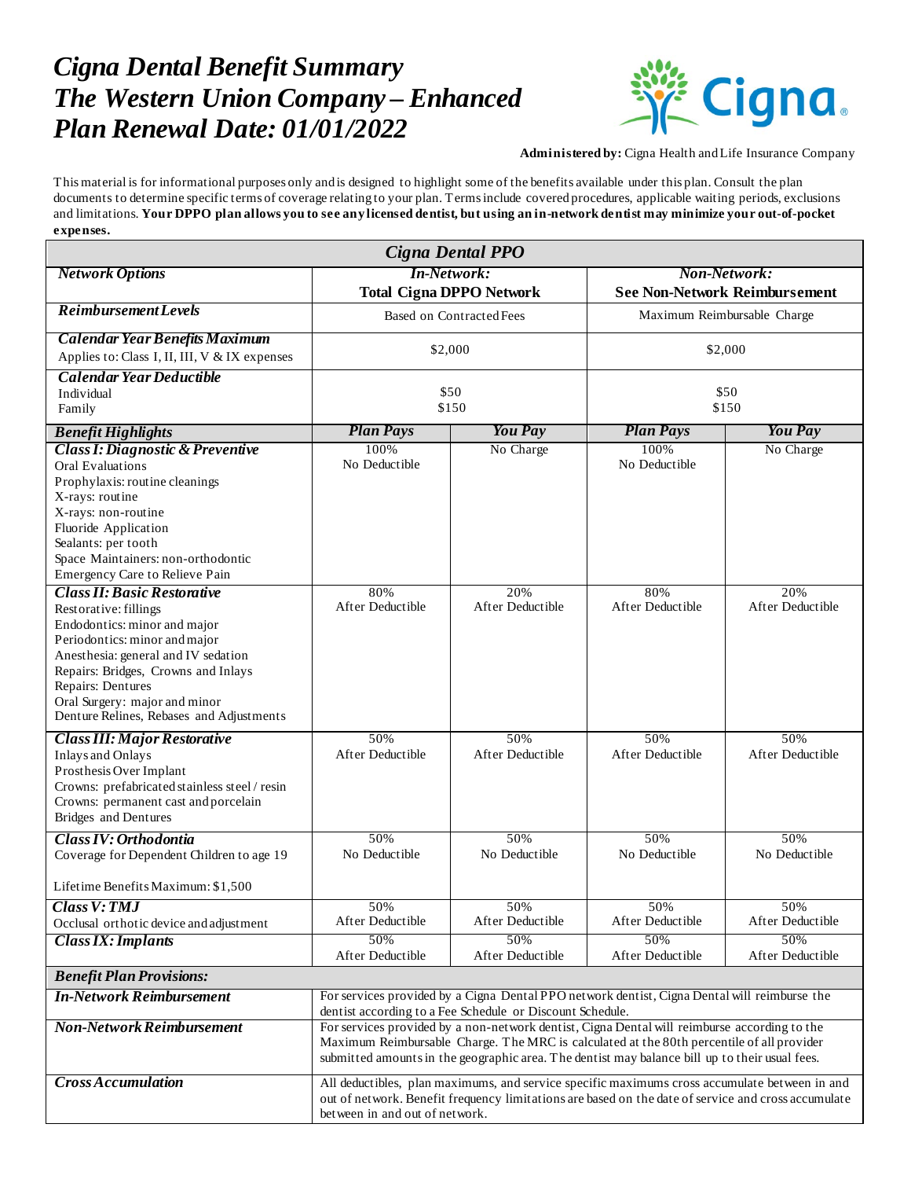# *Cigna Dental Benefit Summary*
# *The Western Union Company – Enhanced*
# *Plan Renewal Date: 01/01/2022*

**Administered by:** Cigna Health and Life Insurance Company

This material is for informational purposes only and is designed to highlight some of the benefits available under this plan. Consult the plan documents to determine specific terms of coverage relating to your plan. Terms include covered procedures, applicable waiting periods, exclusions and limitations. **Your DPPO plan allows you to see any licensed dentist, but using an in-network dentist may minimize your out-of-pocket expenses.**

| *Cigna Dental PPO* | | | | |
|---|---|---|---|---|
| ***Network Options*** | ***In-Network:*** **Total Cigna DPPO Network** | | ***Non-Network:*** **See Non-Network Reimbursement** | |
| ***Reimbursement Levels*** | Based on Contracted Fees | | Maximum Reimbursable Charge | |
| ***Calendar Year Benefits Maximum*** Applies to: Class I, II, III, V & IX expenses | $2,000 | | $2,000 | |
| ***Calendar Year Deductible*** Individual Family | $50 $150 | | $50 $150 | |
| ***Benefit Highlights*** | ***Plan Pays*** | ***You Pay*** | ***Plan Pays*** | ***You Pay*** |
| ***Class I: Diagnostic & Preventive*** Oral Evaluations Prophylaxis: routine cleanings X-rays: routine X-rays: non-routine Fluoride Application Sealants: per tooth Space Maintainers: non-orthodontic Emergency Care to Relieve Pain | 100% No Deductible | No Charge | 100% No Deductible | No Charge |
| ***Class II: Basic Restorative*** Restorative: fillings Endodontics: minor and major Periodontics: minor and major Anesthesia: general and IV sedation Repairs: Bridges, Crowns and Inlays Repairs: Dentures Oral Surgery: major and minor Denture Relines, Rebases and Adjustments | 80% After Deductible | 20% After Deductible | 80% After Deductible | 20% After Deductible |
| ***Class III: Major Restorative*** Inlays and Onlays Prosthesis Over Implant Crowns: prefabricated stainless steel / resin Crowns: permanent cast and porcelain Bridges and Dentures | 50% After Deductible | 50% After Deductible | 50% After Deductible | 50% After Deductible |
| ***Class IV: Orthodontia*** Coverage for Dependent Children to age 19 Lifetime Benefits Maximum: $1,500 | 50% No Deductible | 50% No Deductible | 50% No Deductible | 50% No Deductible |
| ***Class V: TMJ*** Occlusal orthotic device and adjustment | 50% After Deductible | 50% After Deductible | 50% After Deductible | 50% After Deductible |
| ***Class IX: Implants*** | 50% After Deductible | 50% After Deductible | 50% After Deductible | 50% After Deductible |
| ***Benefit Plan Provisions:*** | | | | |
| ***In-Network Reimbursement*** | For services provided by a Cigna Dental PPO network dentist, Cigna Dental will reimburse the dentist according to a Fee Schedule or Discount Schedule. | | | |
| ***Non-Network Reimbursement*** | For services provided by a non-network dentist, Cigna Dental will reimburse according to the Maximum Reimbursable Charge. The MRC is calculated at the 80th percentile of all provider submitted amounts in the geographic area. The dentist may balance bill up to their usual fees. | | | |
| ***Cross Accumulation*** | All deductibles, plan maximums, and service specific maximums cross accumulate between in and out of network. Benefit frequency limitations are based on the date of service and cross accumulate between in and out of network. | | | |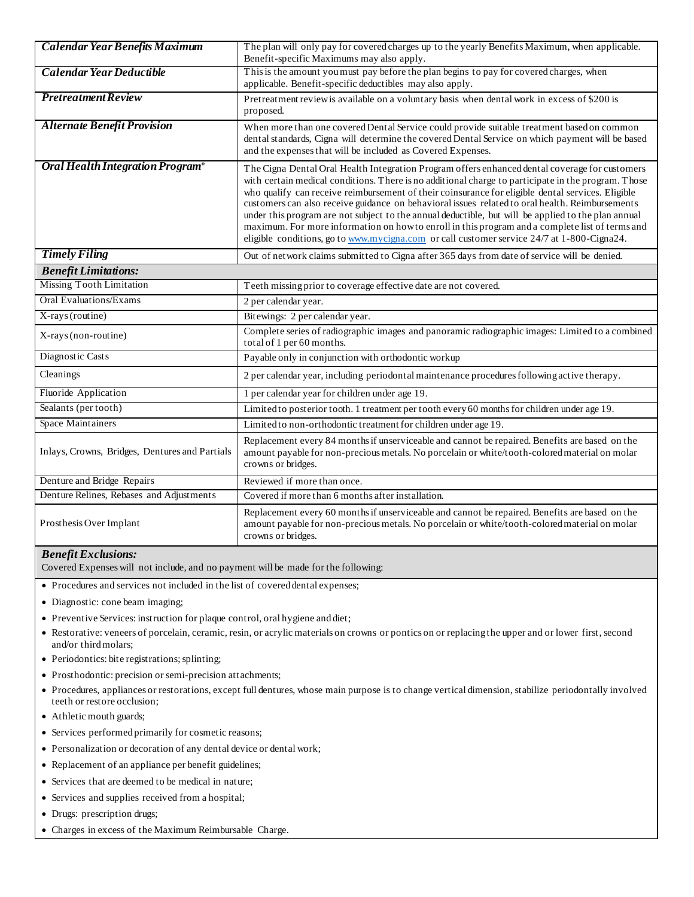| | |
|---|---|
| ***Calendar Year Benefits Maximum*** | The plan will only pay for covered charges up to the yearly Benefits Maximum, when applicable. Benefit-specific Maximums may also apply. |
| ***Calendar Year Deductible*** | This is the amount you must pay before the plan begins to pay for covered charges, when applicable. Benefit-specific deductibles may also apply. |
| ***Pretreatment Review*** | Pretreatment review is available on a voluntary basis when dental work in excess of $200 is proposed. |
| ***Alternate Benefit Provision*** | When more than one covered Dental Service could provide suitable treatment based on common dental standards, Cigna will determine the covered Dental Service on which payment will be based and the expenses that will be included as Covered Expenses. |
| ***Oral Health Integration Program®*** | The Cigna Dental Oral Health Integration Program offers enhanced dental coverage for customers with certain medical conditions. There is no additional charge to participate in the program. Those who qualify can receive reimbursement of their coinsurance for eligible dental services. Eligible customers can also receive guidance on behavioral issues related to oral health. Reimbursements under this program are not subject to the annual deductible, but will be applied to the plan annual maximum. For more information on how to enroll in this program and a complete list of terms and eligible conditions, go to www.mycigna.com or call customer service 24/7 at 1-800-Cigna24. |
| ***Timely Filing*** | Out of network claims submitted to Cigna after 365 days from date of service will be denied. |
| ***Benefit Limitations:*** | |
| Missing Tooth Limitation | Teeth missing prior to coverage effective date are not covered. |
| Oral Evaluations/Exams | 2 per calendar year. |
| X-rays (routine) | Bitewings: 2 per calendar year. |
| X-rays (non-routine) | Complete series of radiographic images and panoramic radiographic images: Limited to a combined total of 1 per 60 months. |
| Diagnostic Casts | Payable only in conjunction with orthodontic workup |
| Cleanings | 2 per calendar year, including periodontal maintenance procedures following active therapy. |
| Fluoride Application | 1 per calendar year for children under age 19. |
| Sealants (per tooth) | Limited to posterior tooth. 1 treatment per tooth every 60 months for children under age 19. |
| Space Maintainers | Limited to non-orthodontic treatment for children under age 19. |
| Inlays, Crowns, Bridges, Dentures and Partials | Replacement every 84 months if unserviceable and cannot be repaired. Benefits are based on the amount payable for non-precious metals. No porcelain or white/tooth-colored material on molar crowns or bridges. |
| Denture and Bridge Repairs | Reviewed if more than once. |
| Denture Relines, Rebases and Adjustments | Covered if more than 6 months after installation. |
| Prosthesis Over Implant | Replacement every 60 months if unserviceable and cannot be repaired. Benefits are based on the amount payable for non-precious metals. No porcelain or white/tooth-colored material on molar crowns or bridges. |

***Benefit Exclusions:***

Covered Expenses will not include, and no payment will be made for the following:

- Procedures and services not included in the list of covered dental expenses;
- Diagnostic: cone beam imaging;
- Preventive Services: instruction for plaque control, oral hygiene and diet;
- Restorative: veneers of porcelain, ceramic, resin, or acrylic materials on crowns or pontics on or replacing the upper and or lower first, second and/or third molars;
- Periodontics: bite registrations; splinting;
- Prosthodontic: precision or semi-precision attachments;
- Procedures, appliances or restorations, except full dentures, whose main purpose is to change vertical dimension, stabilize periodontally involved teeth or restore occlusion;
- Athletic mouth guards;
- Services performed primarily for cosmetic reasons;
- Personalization or decoration of any dental device or dental work;
- Replacement of an appliance per benefit guidelines;
- Services that are deemed to be medical in nature;
- Services and supplies received from a hospital;
- Drugs: prescription drugs;
- Charges in excess of the Maximum Reimbursable Charge.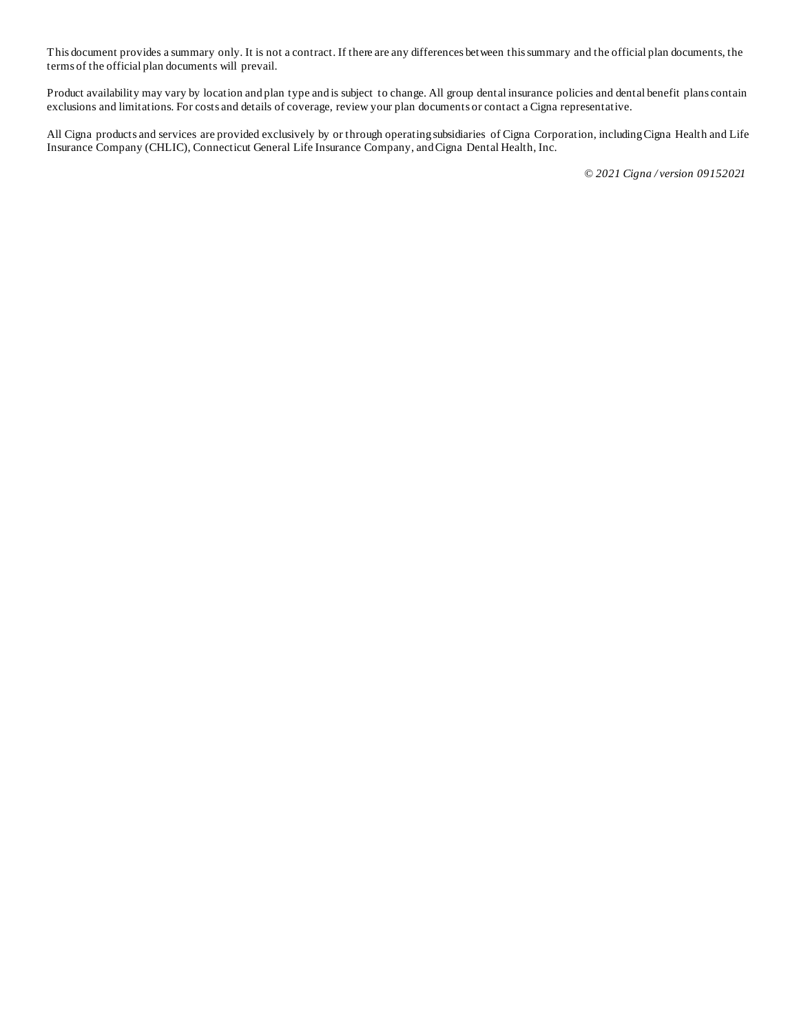This document provides a summary only. It is not a contract. If there are any differences between this summary and the official plan documents, the terms of the official plan documents will prevail.

Product availability may vary by location and plan type and is subject to change. All group dental insurance policies and dental benefit plans contain exclusions and limitations. For costs and details of coverage, review your plan documents or contact a Cigna representative.

All Cigna products and services are provided exclusively by or through operating subsidiaries of Cigna Corporation, including Cigna Health and Life Insurance Company (CHLIC), Connecticut General Life Insurance Company, and Cigna Dental Health, Inc.

*© 2021 Cigna / version 09152021*